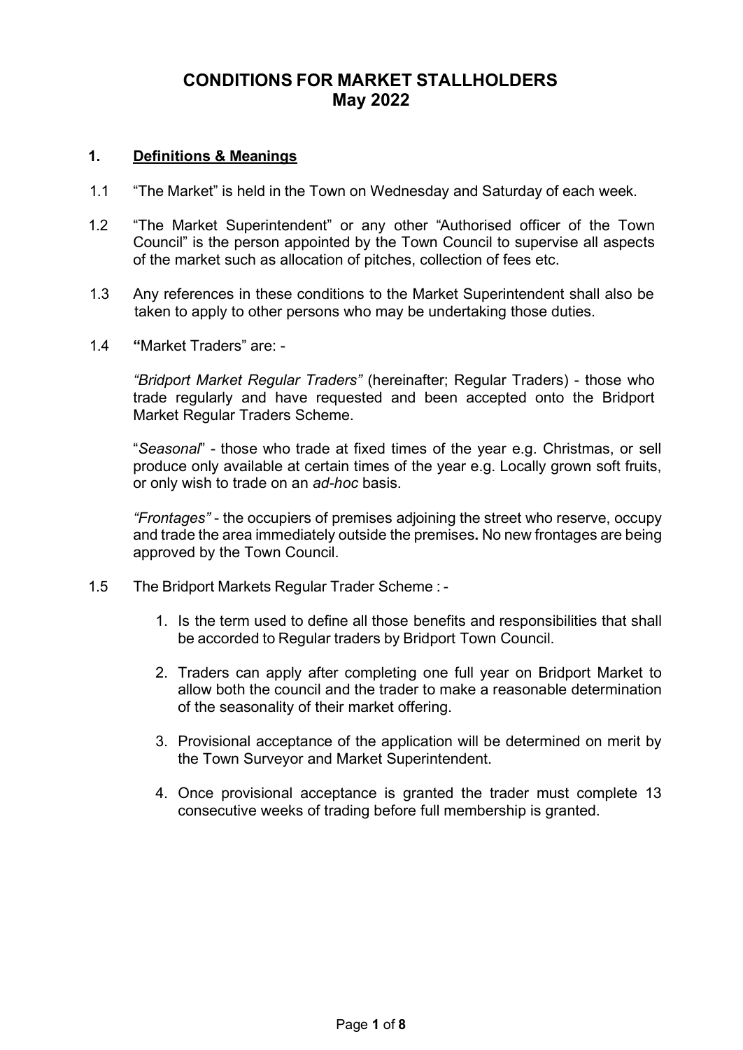# CONDITIONS FOR MARKET STALLHOLDERS
## May 2022

### 1. Definitions & Meanings

1.1 "The Market" is held in the Town on Wednesday and Saturday of each week.

1.2 "The Market Superintendent" or any other "Authorised officer of the Town Council" is the person appointed by the Town Council to supervise all aspects of the market such as allocation of pitches, collection of fees etc.

1.3 Any references in these conditions to the Market Superintendent shall also be taken to apply to other persons who may be undertaking those duties.

1.4 **"**Market Traders" are: -

*"Bridport Market Regular Traders"* (hereinafter; Regular Traders) - those who trade regularly and have requested and been accepted onto the Bridport Market Regular Traders Scheme.

"*Seasonal*" - those who trade at fixed times of the year e.g. Christmas, or sell produce only available at certain times of the year e.g. Locally grown soft fruits, or only wish to trade on an *ad-hoc* basis.

*"Frontages"* - the occupiers of premises adjoining the street who reserve, occupy and trade the area immediately outside the premises**.** No new frontages are being approved by the Town Council.

1.5 The Bridport Markets Regular Trader Scheme : -

1. Is the term used to define all those benefits and responsibilities that shall be accorded to Regular traders by Bridport Town Council.
2. Traders can apply after completing one full year on Bridport Market to allow both the council and the trader to make a reasonable determination of the seasonality of their market offering.
3. Provisional acceptance of the application will be determined on merit by the Town Surveyor and Market Superintendent.
4. Once provisional acceptance is granted the trader must complete 13 consecutive weeks of trading before full membership is granted.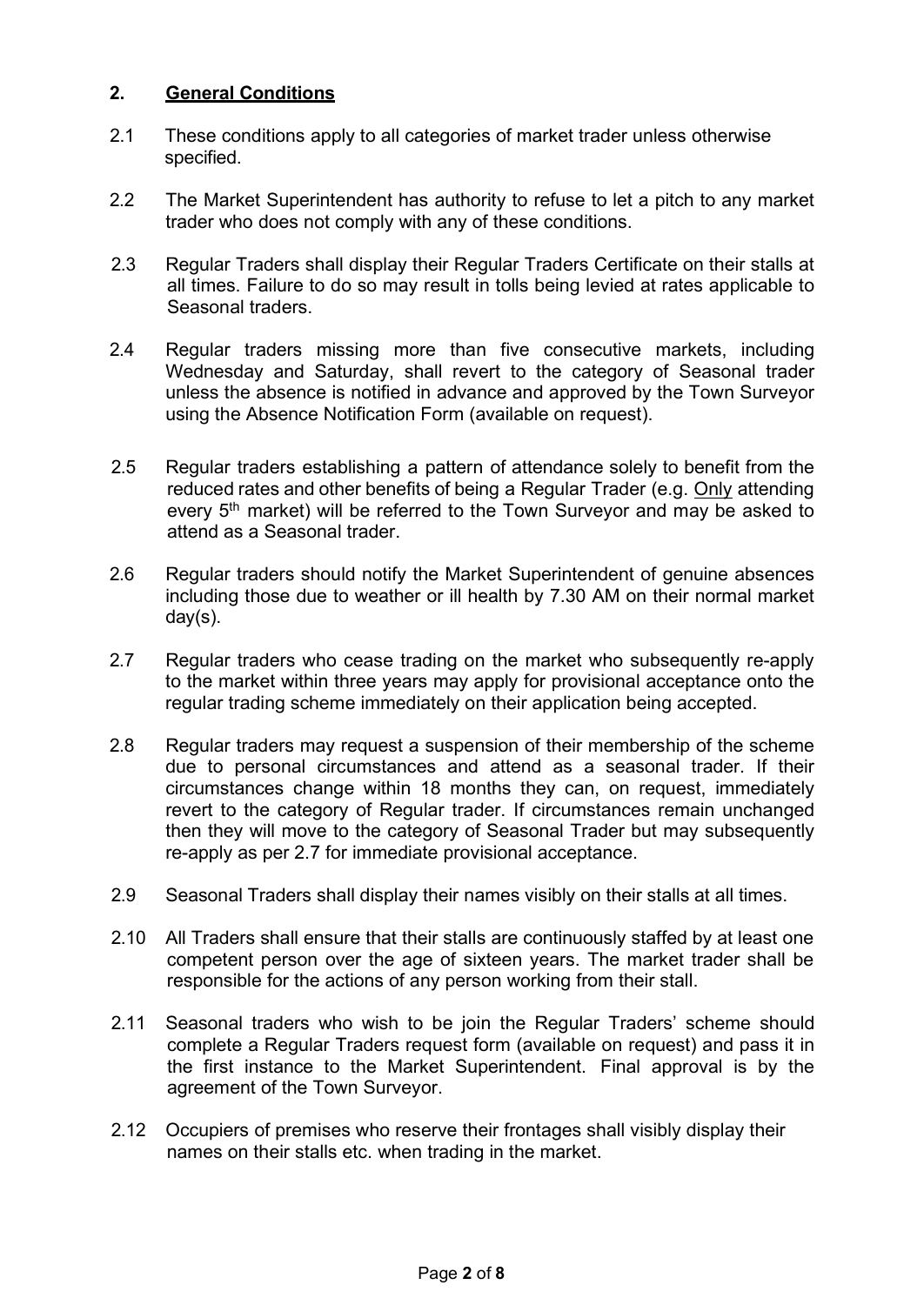## 2. **General Conditions**

2.1 These conditions apply to all categories of market trader unless otherwise specified.

2.2 The Market Superintendent has authority to refuse to let a pitch to any market trader who does not comply with any of these conditions.

2.3 Regular Traders shall display their Regular Traders Certificate on their stalls at all times. Failure to do so may result in tolls being levied at rates applicable to Seasonal traders.

2.4 Regular traders missing more than five consecutive markets, including Wednesday and Saturday, shall revert to the category of Seasonal trader unless the absence is notified in advance and approved by the Town Surveyor using the Absence Notification Form (available on request).

2.5 Regular traders establishing a pattern of attendance solely to benefit from the reduced rates and other benefits of being a Regular Trader (e.g. Only attending every 5th market) will be referred to the Town Surveyor and may be asked to attend as a Seasonal trader.

2.6 Regular traders should notify the Market Superintendent of genuine absences including those due to weather or ill health by 7.30 AM on their normal market day(s).

2.7 Regular traders who cease trading on the market who subsequently re-apply to the market within three years may apply for provisional acceptance onto the regular trading scheme immediately on their application being accepted.

2.8 Regular traders may request a suspension of their membership of the scheme due to personal circumstances and attend as a seasonal trader. If their circumstances change within 18 months they can, on request, immediately revert to the category of Regular trader. If circumstances remain unchanged then they will move to the category of Seasonal Trader but may subsequently re-apply as per 2.7 for immediate provisional acceptance.

2.9 Seasonal Traders shall display their names visibly on their stalls at all times.

2.10 All Traders shall ensure that their stalls are continuously staffed by at least one competent person over the age of sixteen years. The market trader shall be responsible for the actions of any person working from their stall.

2.11 Seasonal traders who wish to be join the Regular Traders' scheme should complete a Regular Traders request form (available on request) and pass it in the first instance to the Market Superintendent. Final approval is by the agreement of the Town Surveyor.

2.12 Occupiers of premises who reserve their frontages shall visibly display their names on their stalls etc. when trading in the market.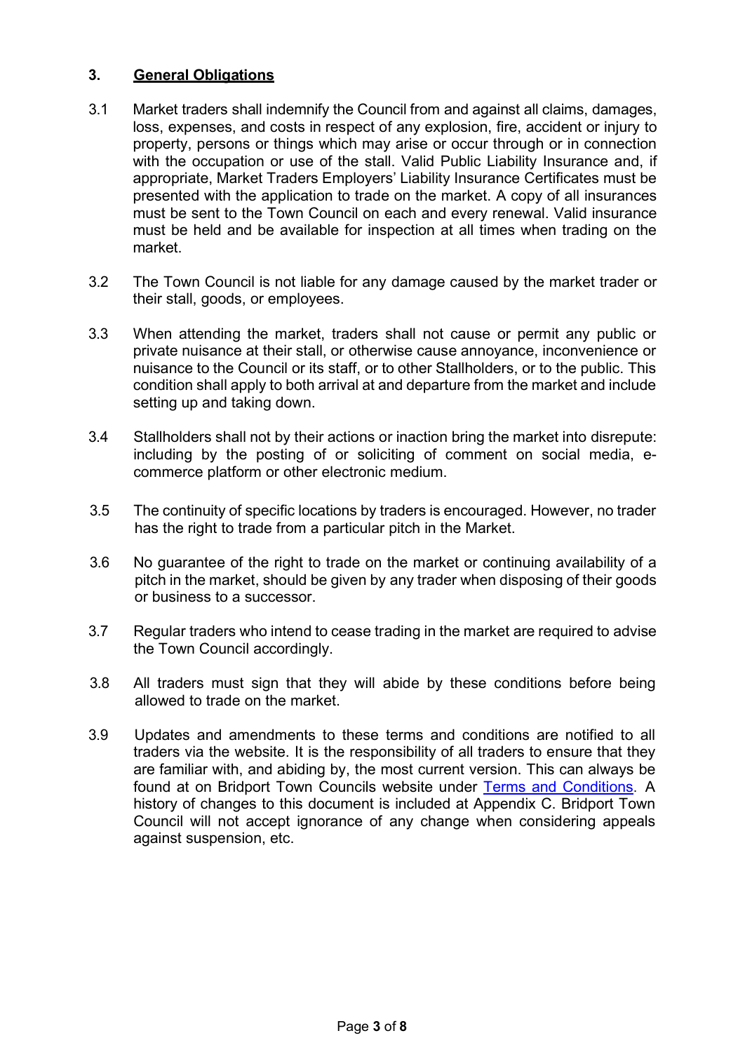## 3. General Obligations

3.1 Market traders shall indemnify the Council from and against all claims, damages, loss, expenses, and costs in respect of any explosion, fire, accident or injury to property, persons or things which may arise or occur through or in connection with the occupation or use of the stall. Valid Public Liability Insurance and, if appropriate, Market Traders Employers' Liability Insurance Certificates must be presented with the application to trade on the market. A copy of all insurances must be sent to the Town Council on each and every renewal. Valid insurance must be held and be available for inspection at all times when trading on the market.

3.2 The Town Council is not liable for any damage caused by the market trader or their stall, goods, or employees.

3.3 When attending the market, traders shall not cause or permit any public or private nuisance at their stall, or otherwise cause annoyance, inconvenience or nuisance to the Council or its staff, or to other Stallholders, or to the public. This condition shall apply to both arrival at and departure from the market and include setting up and taking down.

3.4 Stallholders shall not by their actions or inaction bring the market into disrepute: including by the posting of or soliciting of comment on social media, e-commerce platform or other electronic medium.

3.5 The continuity of specific locations by traders is encouraged. However, no trader has the right to trade from a particular pitch in the Market.

3.6 No guarantee of the right to trade on the market or continuing availability of a pitch in the market, should be given by any trader when disposing of their goods or business to a successor.

3.7 Regular traders who intend to cease trading in the market are required to advise the Town Council accordingly.

3.8 All traders must sign that they will abide by these conditions before being allowed to trade on the market.

3.9 Updates and amendments to these terms and conditions are notified to all traders via the website. It is the responsibility of all traders to ensure that they are familiar with, and abiding by, the most current version. This can always be found at on Bridport Town Councils website under Terms and Conditions. A history of changes to this document is included at Appendix C. Bridport Town Council will not accept ignorance of any change when considering appeals against suspension, etc.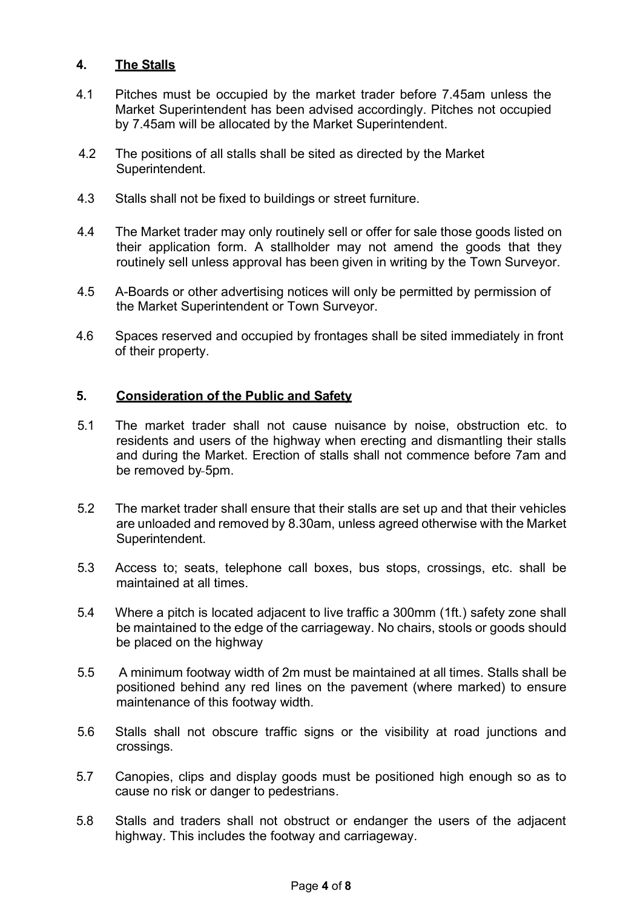## 4. The Stalls

4.1 Pitches must be occupied by the market trader before 7.45am unless the Market Superintendent has been advised accordingly. Pitches not occupied by 7.45am will be allocated by the Market Superintendent.

4.2 The positions of all stalls shall be sited as directed by the Market Superintendent.

4.3 Stalls shall not be fixed to buildings or street furniture.

4.4 The Market trader may only routinely sell or offer for sale those goods listed on their application form. A stallholder may not amend the goods that they routinely sell unless approval has been given in writing by the Town Surveyor.

4.5 A-Boards or other advertising notices will only be permitted by permission of the Market Superintendent or Town Surveyor.

4.6 Spaces reserved and occupied by frontages shall be sited immediately in front of their property.

## 5. Consideration of the Public and Safety

5.1 The market trader shall not cause nuisance by noise, obstruction etc. to residents and users of the highway when erecting and dismantling their stalls and during the Market. Erection of stalls shall not commence before 7am and be removed by 5pm.

5.2 The market trader shall ensure that their stalls are set up and that their vehicles are unloaded and removed by 8.30am, unless agreed otherwise with the Market Superintendent.

5.3 Access to; seats, telephone call boxes, bus stops, crossings, etc. shall be maintained at all times.

5.4 Where a pitch is located adjacent to live traffic a 300mm (1ft.) safety zone shall be maintained to the edge of the carriageway. No chairs, stools or goods should be placed on the highway

5.5 A minimum footway width of 2m must be maintained at all times. Stalls shall be positioned behind any red lines on the pavement (where marked) to ensure maintenance of this footway width.

5.6 Stalls shall not obscure traffic signs or the visibility at road junctions and crossings.

5.7 Canopies, clips and display goods must be positioned high enough so as to cause no risk or danger to pedestrians.

5.8 Stalls and traders shall not obstruct or endanger the users of the adjacent highway. This includes the footway and carriageway.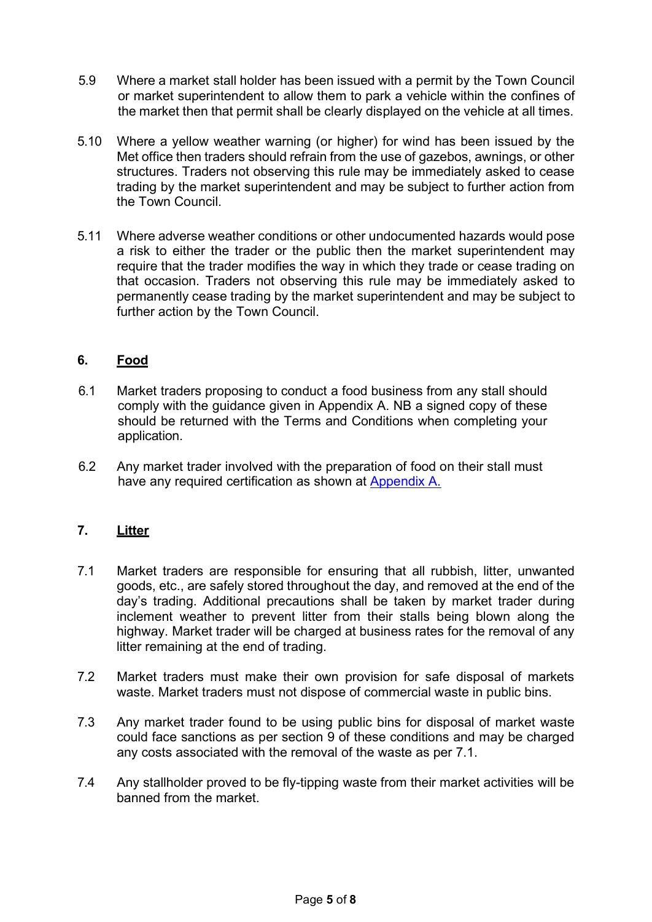5.9 Where a market stall holder has been issued with a permit by the Town Council or market superintendent to allow them to park a vehicle within the confines of the market then that permit shall be clearly displayed on the vehicle at all times.

5.10 Where a yellow weather warning (or higher) for wind has been issued by the Met office then traders should refrain from the use of gazebos, awnings, or other structures. Traders not observing this rule may be immediately asked to cease trading by the market superintendent and may be subject to further action from the Town Council.

5.11 Where adverse weather conditions or other undocumented hazards would pose a risk to either the trader or the public then the market superintendent may require that the trader modifies the way in which they trade or cease trading on that occasion. Traders not observing this rule may be immediately asked to permanently cease trading by the market superintendent and may be subject to further action by the Town Council.

## 6. Food

6.1 Market traders proposing to conduct a food business from any stall should comply with the guidance given in Appendix A. NB a signed copy of these should be returned with the Terms and Conditions when completing your application.

6.2 Any market trader involved with the preparation of food on their stall must have any required certification as shown at Appendix A.

## 7. Litter

7.1 Market traders are responsible for ensuring that all rubbish, litter, unwanted goods, etc., are safely stored throughout the day, and removed at the end of the day's trading. Additional precautions shall be taken by market trader during inclement weather to prevent litter from their stalls being blown along the highway. Market trader will be charged at business rates for the removal of any litter remaining at the end of trading.

7.2 Market traders must make their own provision for safe disposal of markets waste. Market traders must not dispose of commercial waste in public bins.

7.3 Any market trader found to be using public bins for disposal of market waste could face sanctions as per section 9 of these conditions and may be charged any costs associated with the removal of the waste as per 7.1.

7.4 Any stallholder proved to be fly-tipping waste from their market activities will be banned from the market.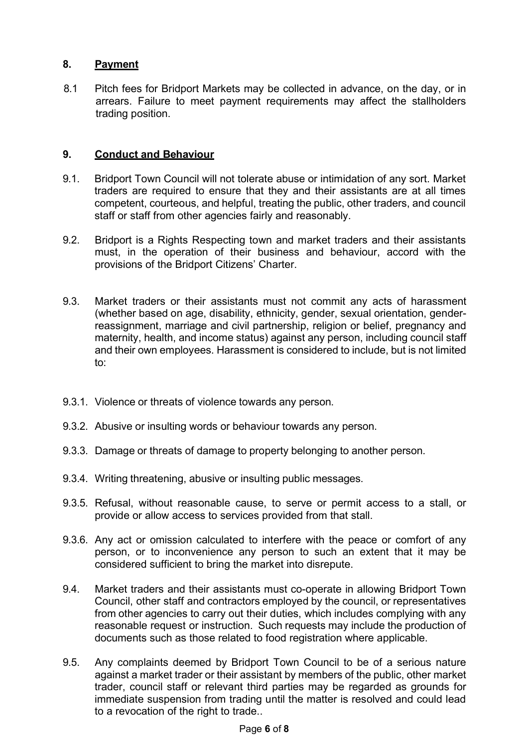## 8. Payment

8.1 Pitch fees for Bridport Markets may be collected in advance, on the day, or in arrears. Failure to meet payment requirements may affect the stallholders trading position.

## 9. Conduct and Behaviour

9.1. Bridport Town Council will not tolerate abuse or intimidation of any sort. Market traders are required to ensure that they and their assistants are at all times competent, courteous, and helpful, treating the public, other traders, and council staff or staff from other agencies fairly and reasonably.

9.2. Bridport is a Rights Respecting town and market traders and their assistants must, in the operation of their business and behaviour, accord with the provisions of the Bridport Citizens' Charter.

9.3. Market traders or their assistants must not commit any acts of harassment (whether based on age, disability, ethnicity, gender, sexual orientation, gender-reassignment, marriage and civil partnership, religion or belief, pregnancy and maternity, health, and income status) against any person, including council staff and their own employees. Harassment is considered to include, but is not limited to:

9.3.1. Violence or threats of violence towards any person.

9.3.2. Abusive or insulting words or behaviour towards any person.

9.3.3. Damage or threats of damage to property belonging to another person.

9.3.4. Writing threatening, abusive or insulting public messages.

9.3.5. Refusal, without reasonable cause, to serve or permit access to a stall, or provide or allow access to services provided from that stall.

9.3.6. Any act or omission calculated to interfere with the peace or comfort of any person, or to inconvenience any person to such an extent that it may be considered sufficient to bring the market into disrepute.

9.4. Market traders and their assistants must co-operate in allowing Bridport Town Council, other staff and contractors employed by the council, or representatives from other agencies to carry out their duties, which includes complying with any reasonable request or instruction. Such requests may include the production of documents such as those related to food registration where applicable.

9.5. Any complaints deemed by Bridport Town Council to be of a serious nature against a market trader or their assistant by members of the public, other market trader, council staff or relevant third parties may be regarded as grounds for immediate suspension from trading until the matter is resolved and could lead to a revocation of the right to trade..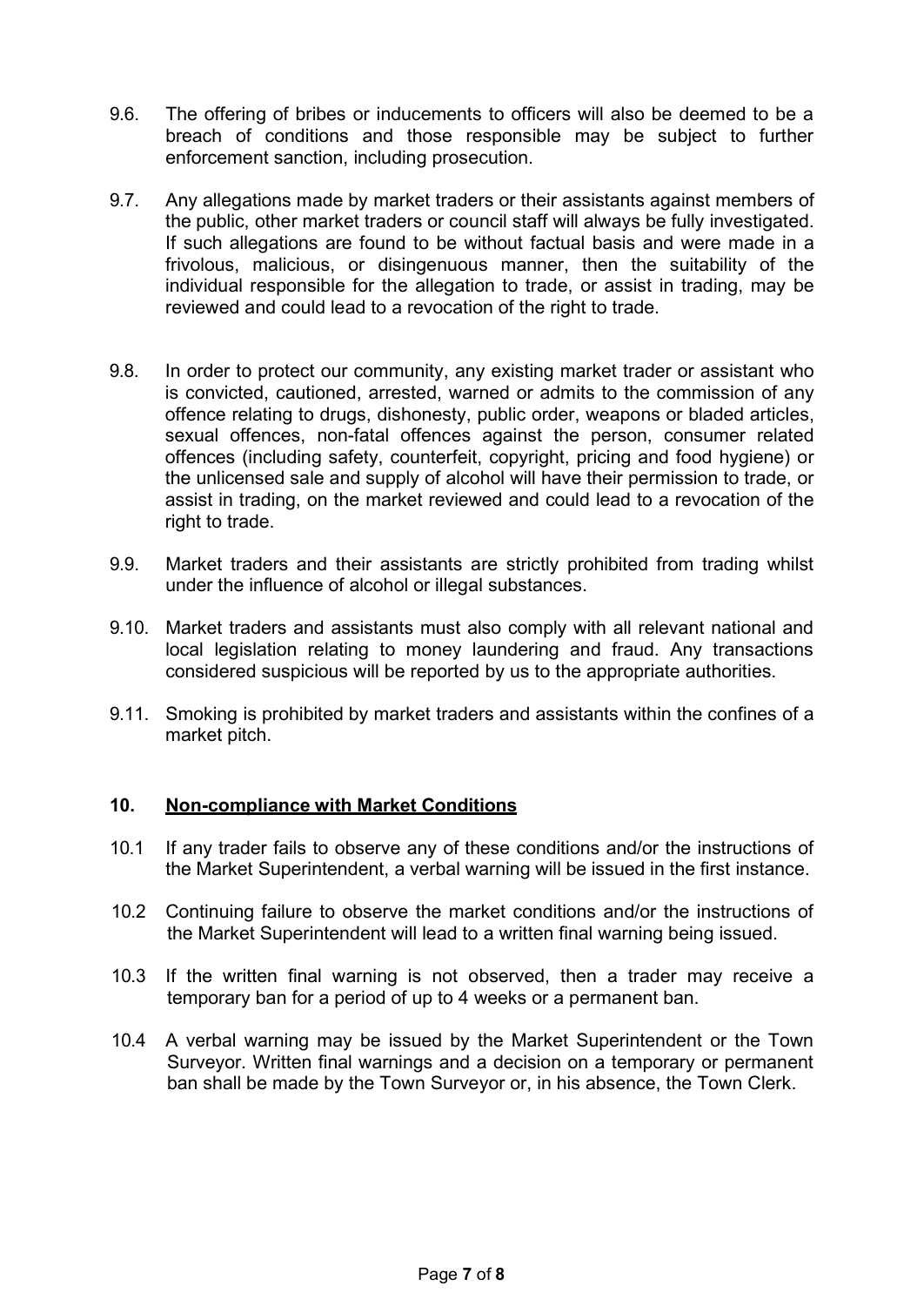9.6. The offering of bribes or inducements to officers will also be deemed to be a breach of conditions and those responsible may be subject to further enforcement sanction, including prosecution.

9.7. Any allegations made by market traders or their assistants against members of the public, other market traders or council staff will always be fully investigated. If such allegations are found to be without factual basis and were made in a frivolous, malicious, or disingenuous manner, then the suitability of the individual responsible for the allegation to trade, or assist in trading, may be reviewed and could lead to a revocation of the right to trade.

9.8. In order to protect our community, any existing market trader or assistant who is convicted, cautioned, arrested, warned or admits to the commission of any offence relating to drugs, dishonesty, public order, weapons or bladed articles, sexual offences, non-fatal offences against the person, consumer related offences (including safety, counterfeit, copyright, pricing and food hygiene) or the unlicensed sale and supply of alcohol will have their permission to trade, or assist in trading, on the market reviewed and could lead to a revocation of the right to trade.

9.9. Market traders and their assistants are strictly prohibited from trading whilst under the influence of alcohol or illegal substances.

9.10. Market traders and assistants must also comply with all relevant national and local legislation relating to money laundering and fraud. Any transactions considered suspicious will be reported by us to the appropriate authorities.

9.11. Smoking is prohibited by market traders and assistants within the confines of a market pitch.

## 10. Non-compliance with Market Conditions

10.1 If any trader fails to observe any of these conditions and/or the instructions of the Market Superintendent, a verbal warning will be issued in the first instance.

10.2 Continuing failure to observe the market conditions and/or the instructions of the Market Superintendent will lead to a written final warning being issued.

10.3 If the written final warning is not observed, then a trader may receive a temporary ban for a period of up to 4 weeks or a permanent ban.

10.4 A verbal warning may be issued by the Market Superintendent or the Town Surveyor. Written final warnings and a decision on a temporary or permanent ban shall be made by the Town Surveyor or, in his absence, the Town Clerk.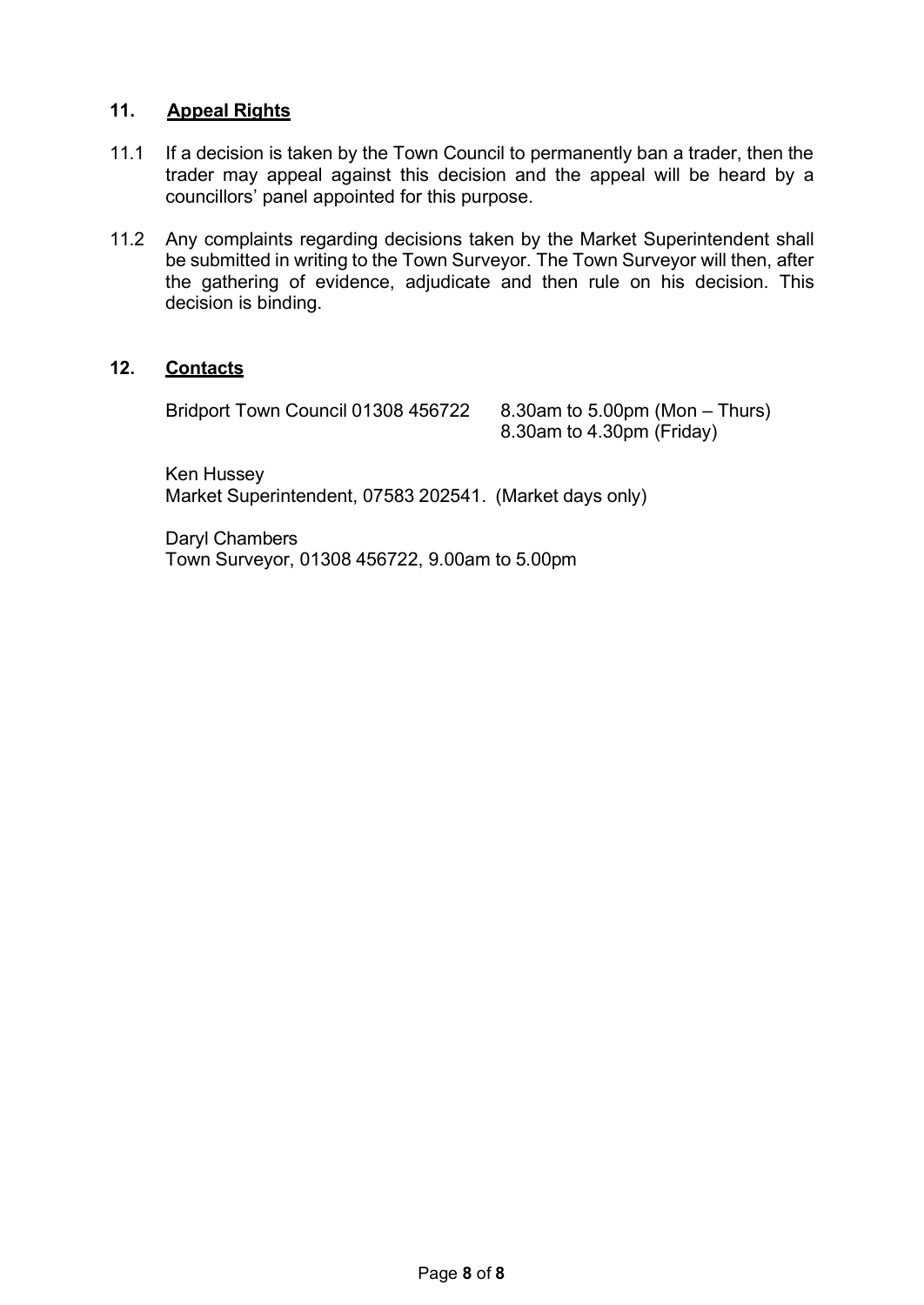## 11. Appeal Rights

11.1 If a decision is taken by the Town Council to permanently ban a trader, then the trader may appeal against this decision and the appeal will be heard by a councillors' panel appointed for this purpose.

11.2 Any complaints regarding decisions taken by the Market Superintendent shall be submitted in writing to the Town Surveyor. The Town Surveyor will then, after the gathering of evidence, adjudicate and then rule on his decision. This decision is binding.

## 12. Contacts

Bridport Town Council 01308 456722 &nbsp;&nbsp;&nbsp; 8.30am to 5.00pm (Mon – Thurs)
8.30am to 4.30pm (Friday)

Ken Hussey
Market Superintendent, 07583 202541. (Market days only)

Daryl Chambers
Town Surveyor, 01308 456722, 9.00am to 5.00pm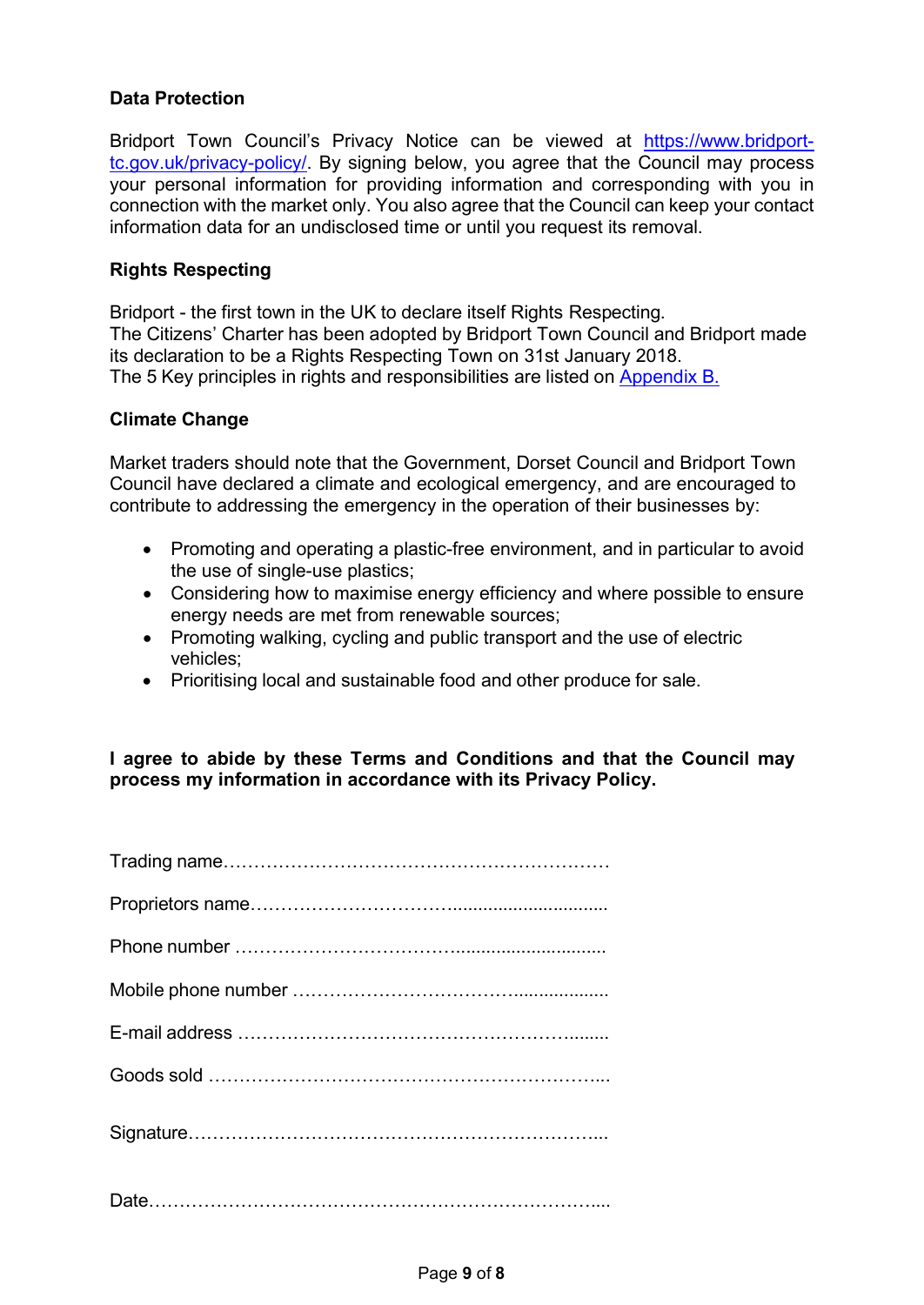### Data Protection

Bridport Town Council's Privacy Notice can be viewed at [https://www.bridport-tc.gov.uk/privacy-policy/](https://www.bridport-tc.gov.uk/privacy-policy/). By signing below, you agree that the Council may process your personal information for providing information and corresponding with you in connection with the market only. You also agree that the Council can keep your contact information data for an undisclosed time or until you request its removal.

### Rights Respecting

Bridport - the first town in the UK to declare itself Rights Respecting.
The Citizens' Charter has been adopted by Bridport Town Council and Bridport made its declaration to be a Rights Respecting Town on 31st January 2018.
The 5 Key principles in rights and responsibilities are listed on Appendix B.

### Climate Change

Market traders should note that the Government, Dorset Council and Bridport Town Council have declared a climate and ecological emergency, and are encouraged to contribute to addressing the emergency in the operation of their businesses by:

- Promoting and operating a plastic-free environment, and in particular to avoid the use of single-use plastics;
- Considering how to maximise energy efficiency and where possible to ensure energy needs are met from renewable sources;
- Promoting walking, cycling and public transport and the use of electric vehicles;
- Prioritising local and sustainable food and other produce for sale.

**I agree to abide by these Terms and Conditions and that the Council may process my information in accordance with its Privacy Policy.**

Trading name……………………………………………………

Proprietors name……………………………..............................

Phone number ……………………………..............................

Mobile phone number ………………………………..................

E-mail address …………………………………………….........

Goods sold ………………………………………………………...

Signature…………………………………………………………...

Date………………………………………………………………....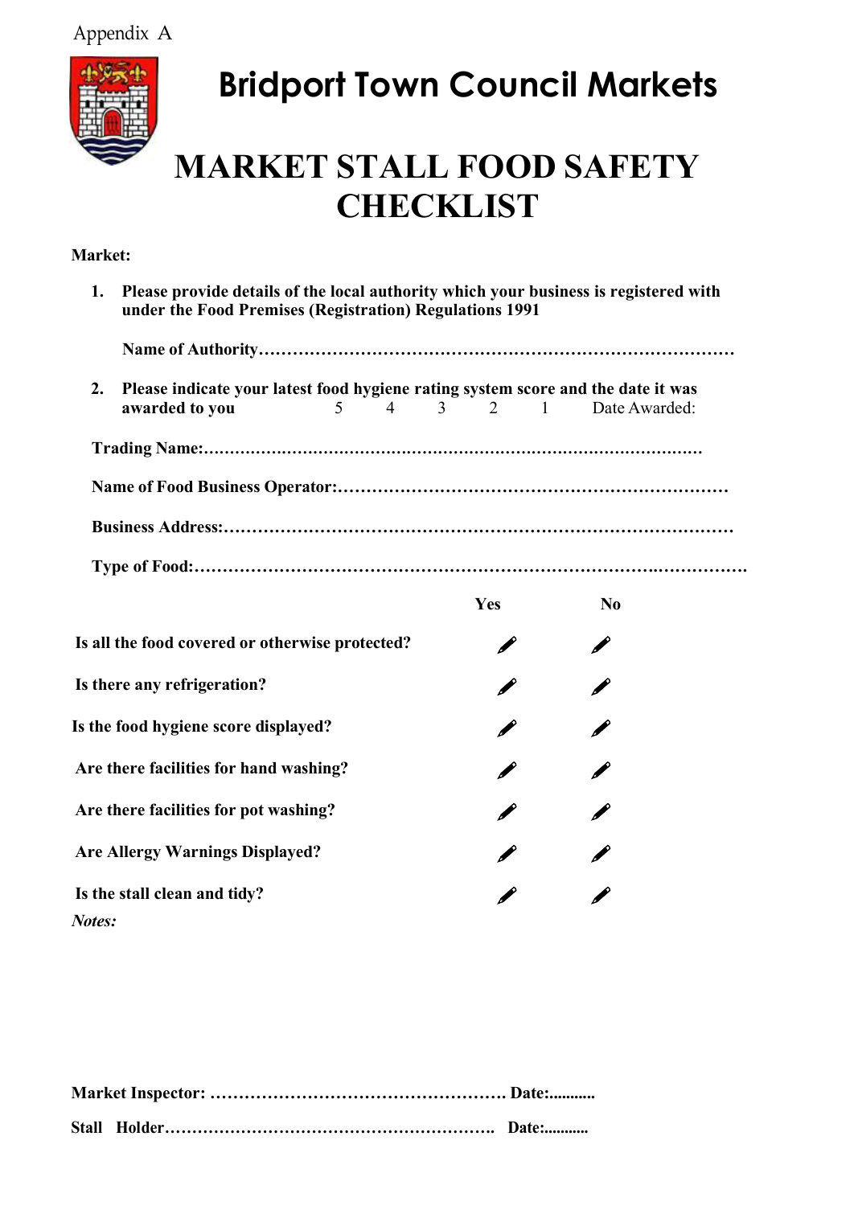Appendix A

# Bridport Town Council Markets

# MARKET STALL FOOD SAFETY CHECKLIST

**Market:**

1. **Please provide details of the local authority which your business is registered with under the Food Premises (Registration) Regulations 1991**

   **Name of Authority**……………………………………………………………………………

2. **Please indicate your latest food hygiene rating system score and the date it was awarded to you** 5 4 3 2 1 Date Awarded:

**Trading Name:**…………………………………………………………………………………

**Name of Food Business Operator:**……………………………………………………………

**Business Address:**………………………………………………………………………………

**Type of Food:**……………………………………………………………………………………

| | Yes | No |
|---|---|---|
| **Is all the food covered or otherwise protected?** | | |
| **Is there any refrigeration?** | | |
| **Is the food hygiene score displayed?** | | |
| **Are there facilities for hand washing?** | | |
| **Are there facilities for pot washing?** | | |
| **Are Allergy Warnings Displayed?** | | |
| **Is the stall clean and tidy?** | | |

***Notes:***

**Market Inspector:** ……………………………………………… **Date:**...........

**Stall Holder**………………………………………………………. **Date:**...........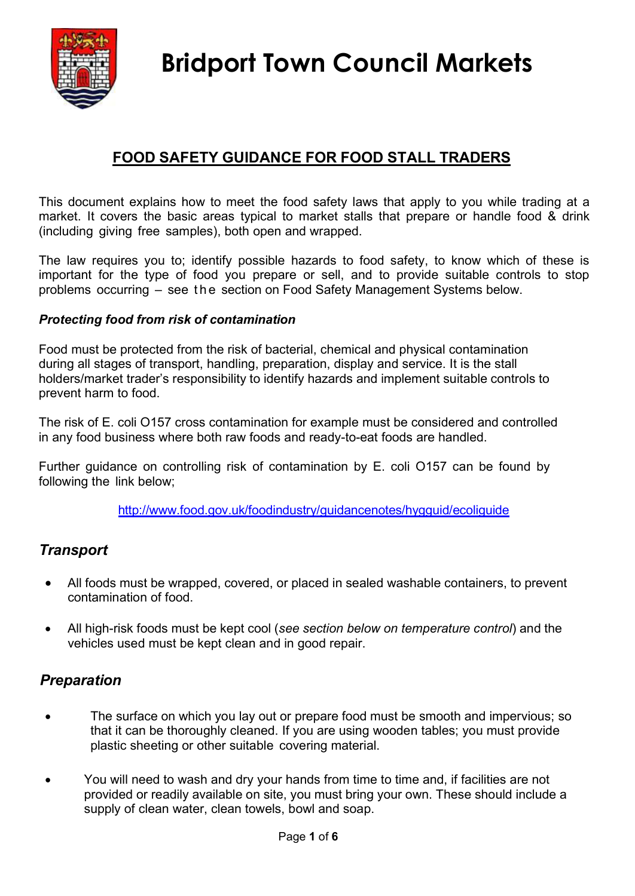# Bridport Town Council Markets

## FOOD SAFETY GUIDANCE FOR FOOD STALL TRADERS

This document explains how to meet the food safety laws that apply to you while trading at a market. It covers the basic areas typical to market stalls that prepare or handle food & drink (including giving free samples), both open and wrapped.

The law requires you to; identify possible hazards to food safety, to know which of these is important for the type of food you prepare or sell, and to provide suitable controls to stop problems occurring – see the section on Food Safety Management Systems below.

***Protecting food from risk of contamination***

Food must be protected from the risk of bacterial, chemical and physical contamination during all stages of transport, handling, preparation, display and service. It is the stall holders/market trader's responsibility to identify hazards and implement suitable controls to prevent harm to food.

The risk of E. coli O157 cross contamination for example must be considered and controlled in any food business where both raw foods and ready-to-eat foods are handled.

Further guidance on controlling risk of contamination by E. coli O157 can be found by following the link below;

http://www.food.gov.uk/foodindustry/guidancenotes/hygguid/ecoliguide

### *Transport*

- All foods must be wrapped, covered, or placed in sealed washable containers, to prevent contamination of food.
- All high-risk foods must be kept cool (*see section below on temperature control*) and the vehicles used must be kept clean and in good repair.

### *Preparation*

- The surface on which you lay out or prepare food must be smooth and impervious; so that it can be thoroughly cleaned. If you are using wooden tables; you must provide plastic sheeting or other suitable covering material.
- You will need to wash and dry your hands from time to time and, if facilities are not provided or readily available on site, you must bring your own. These should include a supply of clean water, clean towels, bowl and soap.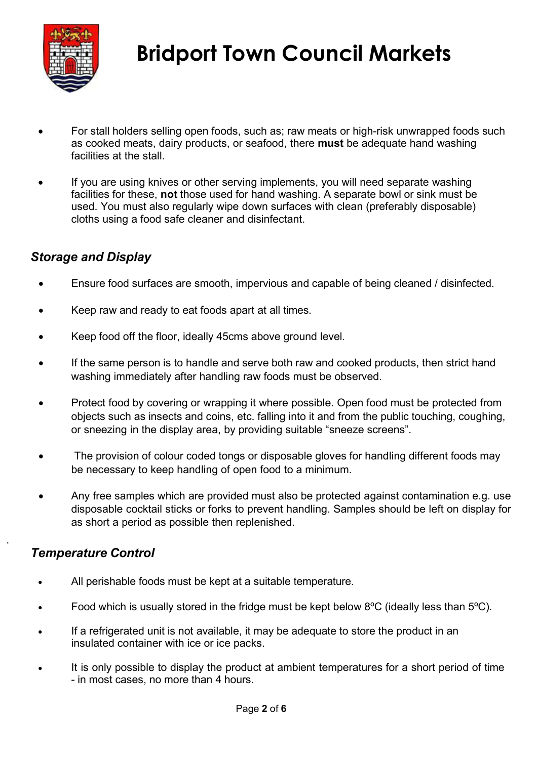# Bridport Town Council Markets

- For stall holders selling open foods, such as; raw meats or high-risk unwrapped foods such as cooked meats, dairy products, or seafood, there **must** be adequate hand washing facilities at the stall.
- If you are using knives or other serving implements, you will need separate washing facilities for these, **not** those used for hand washing. A separate bowl or sink must be used. You must also regularly wipe down surfaces with clean (preferably disposable) cloths using a food safe cleaner and disinfectant.

### *Storage and Display*

- Ensure food surfaces are smooth, impervious and capable of being cleaned / disinfected.
- Keep raw and ready to eat foods apart at all times.
- Keep food off the floor, ideally 45cms above ground level.
- If the same person is to handle and serve both raw and cooked products, then strict hand washing immediately after handling raw foods must be observed.
- Protect food by covering or wrapping it where possible. Open food must be protected from objects such as insects and coins, etc. falling into it and from the public touching, coughing, or sneezing in the display area, by providing suitable "sneeze screens".
- The provision of colour coded tongs or disposable gloves for handling different foods may be necessary to keep handling of open food to a minimum.
- Any free samples which are provided must also be protected against contamination e.g. use disposable cocktail sticks or forks to prevent handling. Samples should be left on display for as short a period as possible then replenished.

### *Temperature Control*

- All perishable foods must be kept at a suitable temperature.
- Food which is usually stored in the fridge must be kept below 8ºC (ideally less than 5ºC).
- If a refrigerated unit is not available, it may be adequate to store the product in an insulated container with ice or ice packs.
- It is only possible to display the product at ambient temperatures for a short period of time - in most cases, no more than 4 hours.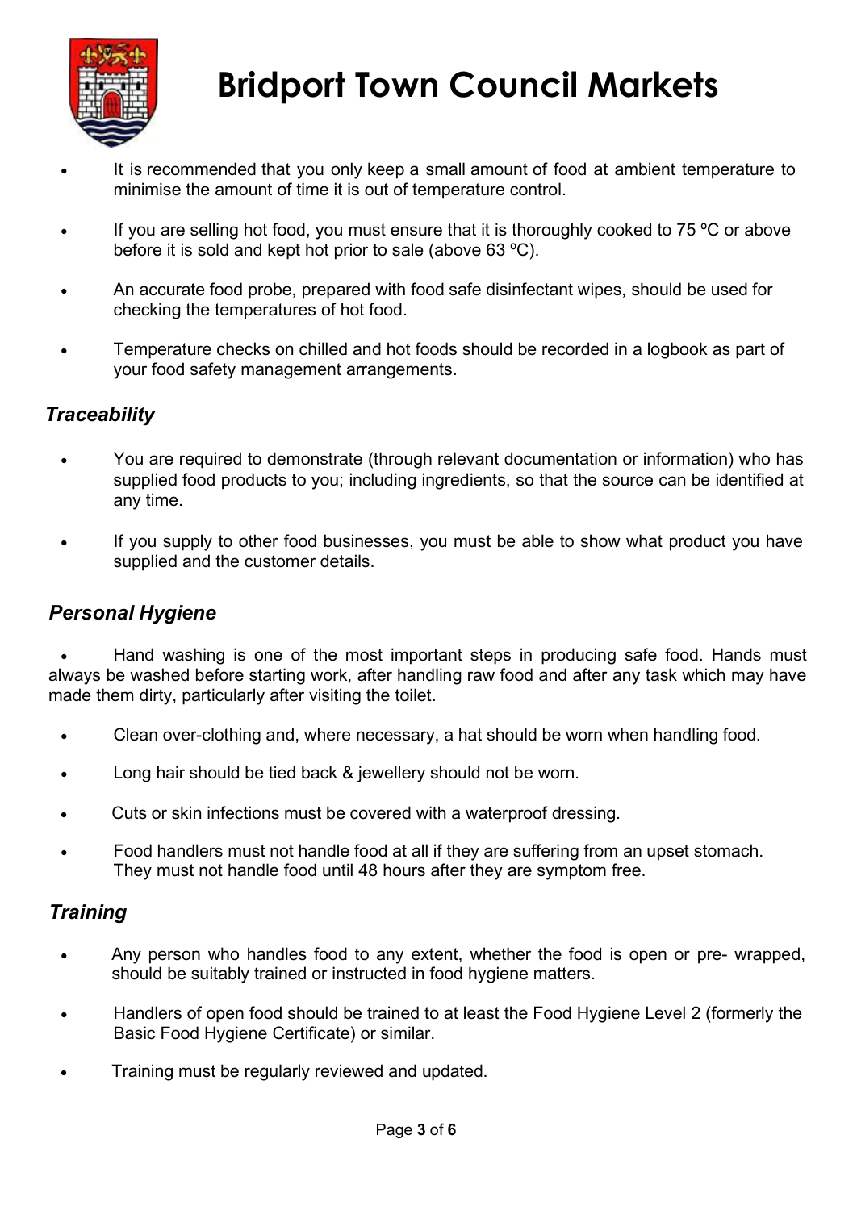- It is recommended that you only keep a small amount of food at ambient temperature to minimise the amount of time it is out of temperature control.
- If you are selling hot food, you must ensure that it is thoroughly cooked to 75 ºC or above before it is sold and kept hot prior to sale (above 63 ºC).
- An accurate food probe, prepared with food safe disinfectant wipes, should be used for checking the temperatures of hot food.
- Temperature checks on chilled and hot foods should be recorded in a logbook as part of your food safety management arrangements.

### *Traceability*

- You are required to demonstrate (through relevant documentation or information) who has supplied food products to you; including ingredients, so that the source can be identified at any time.
- If you supply to other food businesses, you must be able to show what product you have supplied and the customer details.

### *Personal Hygiene*

- Hand washing is one of the most important steps in producing safe food. Hands must always be washed before starting work, after handling raw food and after any task which may have made them dirty, particularly after visiting the toilet.
- Clean over-clothing and, where necessary, a hat should be worn when handling food.
- Long hair should be tied back & jewellery should not be worn.
- Cuts or skin infections must be covered with a waterproof dressing.
- Food handlers must not handle food at all if they are suffering from an upset stomach. They must not handle food until 48 hours after they are symptom free.

### *Training*

- Any person who handles food to any extent, whether the food is open or pre- wrapped, should be suitably trained or instructed in food hygiene matters.
- Handlers of open food should be trained to at least the Food Hygiene Level 2 (formerly the Basic Food Hygiene Certificate) or similar.
- Training must be regularly reviewed and updated.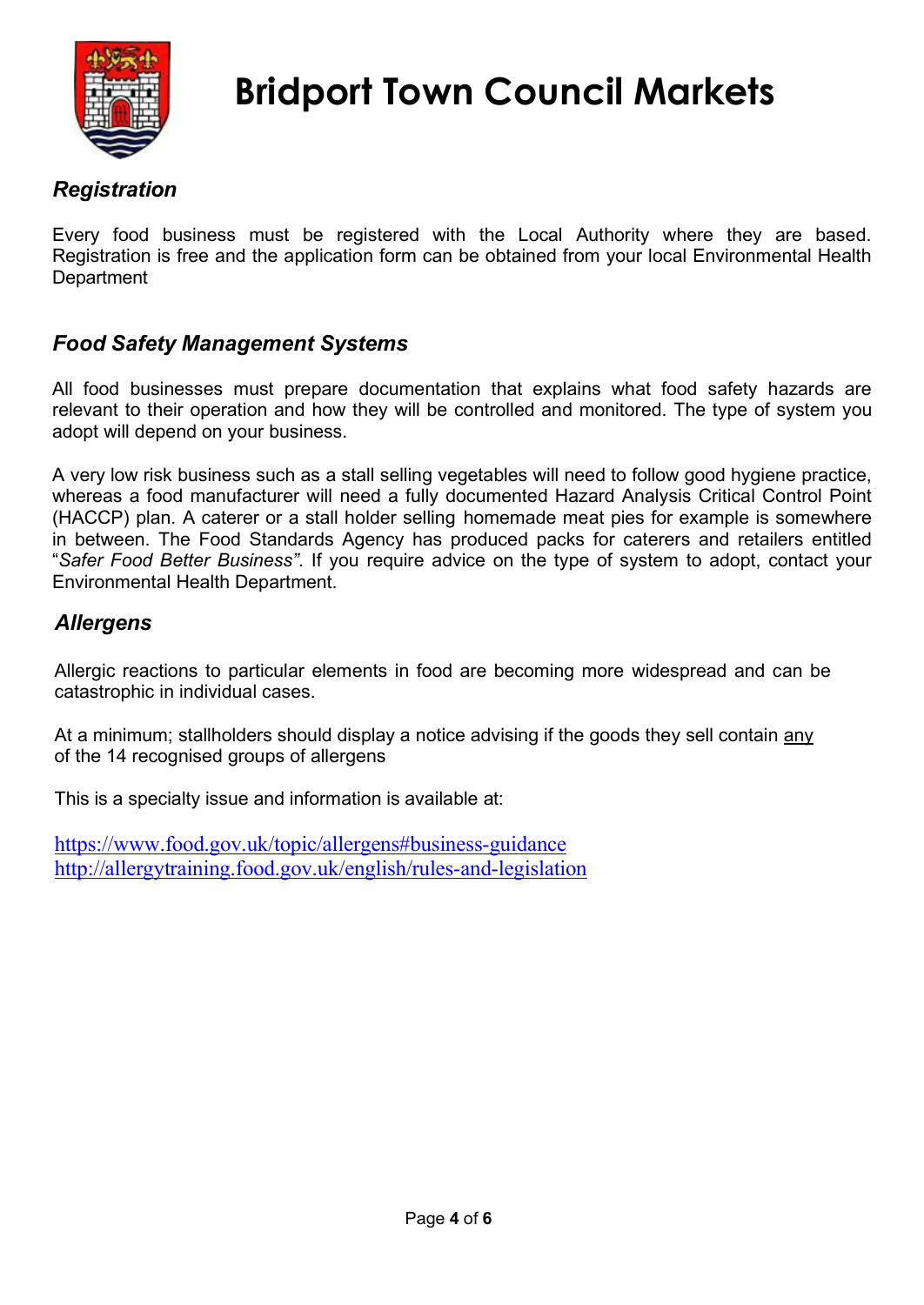# Bridport Town Council Markets

## *Registration*

Every food business must be registered with the Local Authority where they are based. Registration is free and the application form can be obtained from your local Environmental Health Department

## *Food Safety Management Systems*

All food businesses must prepare documentation that explains what food safety hazards are relevant to their operation and how they will be controlled and monitored. The type of system you adopt will depend on your business.

A very low risk business such as a stall selling vegetables will need to follow good hygiene practice, whereas a food manufacturer will need a fully documented Hazard Analysis Critical Control Point (HACCP) plan. A caterer or a stall holder selling homemade meat pies for example is somewhere in between. The Food Standards Agency has produced packs for caterers and retailers entitled "*Safer Food Better Business"*. If you require advice on the type of system to adopt, contact your Environmental Health Department.

## *Allergens*

Allergic reactions to particular elements in food are becoming more widespread and can be catastrophic in individual cases.

At a minimum; stallholders should display a notice advising if the goods they sell contain <u>any</u> of the 14 recognised groups of allergens

This is a specialty issue and information is available at:

https://www.food.gov.uk/topic/allergens#business-guidance
http://allergytraining.food.gov.uk/english/rules-and-legislation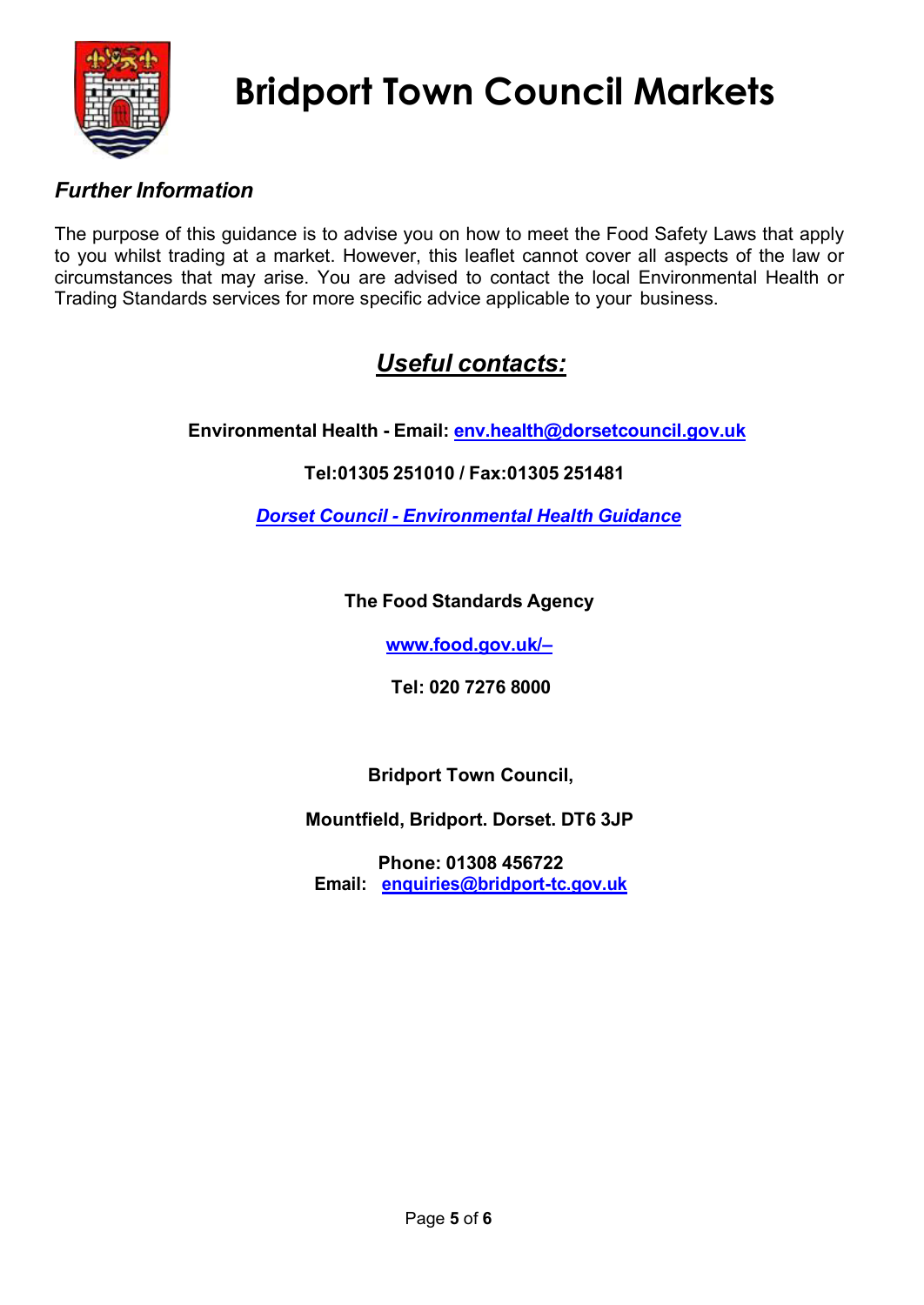# Bridport Town Council Markets

### *Further Information*

The purpose of this guidance is to advise you on how to meet the Food Safety Laws that apply to you whilst trading at a market. However, this leaflet cannot cover all aspects of the law or circumstances that may arise. You are advised to contact the local Environmental Health or Trading Standards services for more specific advice applicable to your business.

## ***Useful contacts:***

**Environmental Health - Email: env.health@dorsetcouncil.gov.uk**

**Tel:01305 251010 / Fax:01305 251481**

***Dorset Council - Environmental Health Guidance***

**The Food Standards Agency**

**www.food.gov.uk/–**

**Tel: 020 7276 8000**

**Bridport Town Council,**

**Mountfield, Bridport. Dorset. DT6 3JP**

**Phone: 01308 456722**
**Email: enquiries@bridport-tc.gov.uk**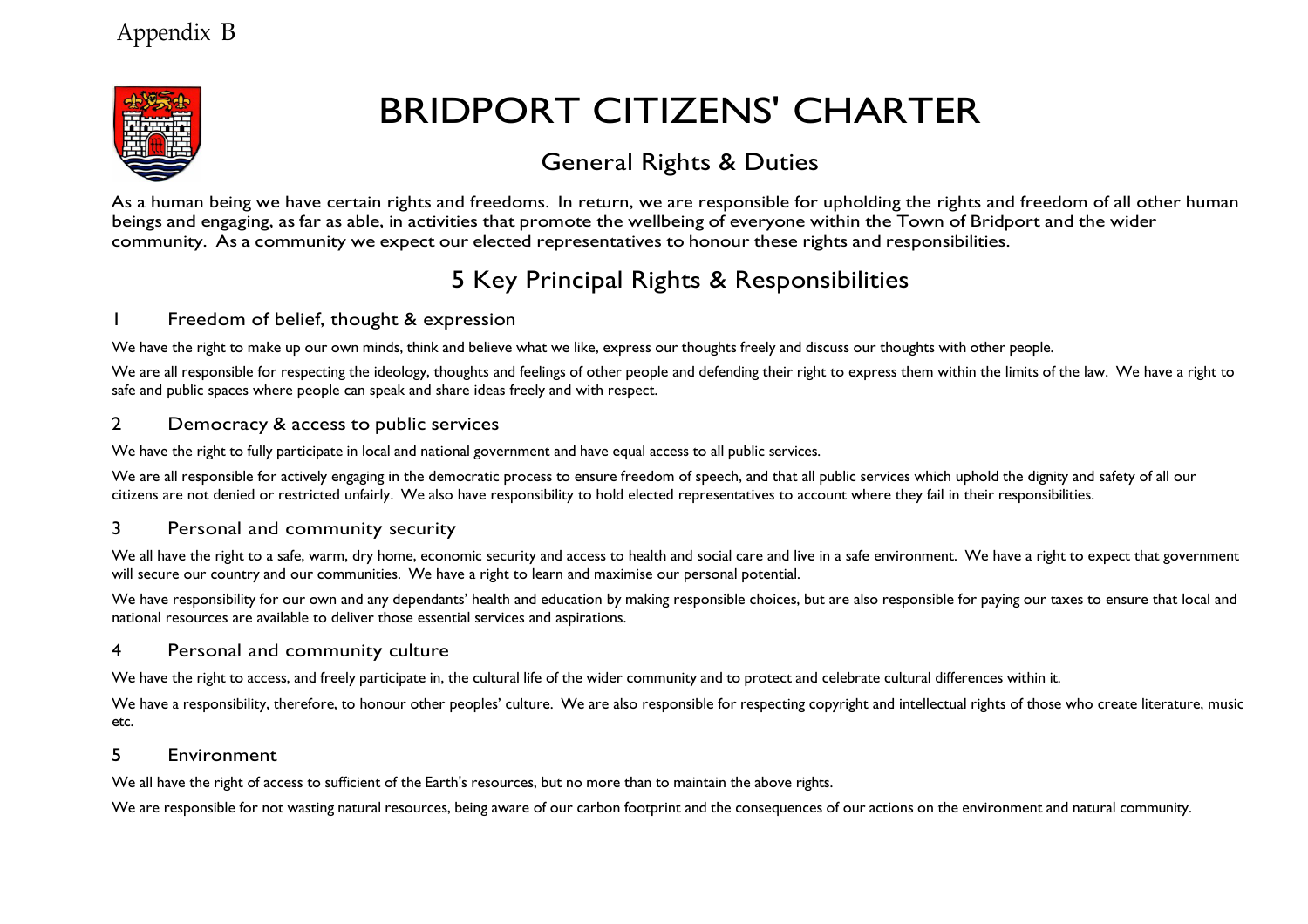Appendix B

# BRIDPORT CITIZENS' CHARTER

## General Rights & Duties

As a human being we have certain rights and freedoms. In return, we are responsible for upholding the rights and freedom of all other human beings and engaging, as far as able, in activities that promote the wellbeing of everyone within the Town of Bridport and the wider community. As a community we expect our elected representatives to honour these rights and responsibilities.

## 5 Key Principal Rights & Responsibilities

### 1 Freedom of belief, thought & expression

We have the right to make up our own minds, think and believe what we like, express our thoughts freely and discuss our thoughts with other people.

We are all responsible for respecting the ideology, thoughts and feelings of other people and defending their right to express them within the limits of the law. We have a right to safe and public spaces where people can speak and share ideas freely and with respect.

### 2 Democracy & access to public services

We have the right to fully participate in local and national government and have equal access to all public services.

We are all responsible for actively engaging in the democratic process to ensure freedom of speech, and that all public services which uphold the dignity and safety of all our citizens are not denied or restricted unfairly. We also have responsibility to hold elected representatives to account where they fail in their responsibilities.

### 3 Personal and community security

We all have the right to a safe, warm, dry home, economic security and access to health and social care and live in a safe environment. We have a right to expect that government will secure our country and our communities. We have a right to learn and maximise our personal potential.

We have responsibility for our own and any dependants' health and education by making responsible choices, but are also responsible for paying our taxes to ensure that local and national resources are available to deliver those essential services and aspirations.

### 4 Personal and community culture

We have the right to access, and freely participate in, the cultural life of the wider community and to protect and celebrate cultural differences within it.

We have a responsibility, therefore, to honour other peoples' culture. We are also responsible for respecting copyright and intellectual rights of those who create literature, music etc.

### 5 Environment

We all have the right of access to sufficient of the Earth's resources, but no more than to maintain the above rights.

We are responsible for not wasting natural resources, being aware of our carbon footprint and the consequences of our actions on the environment and natural community.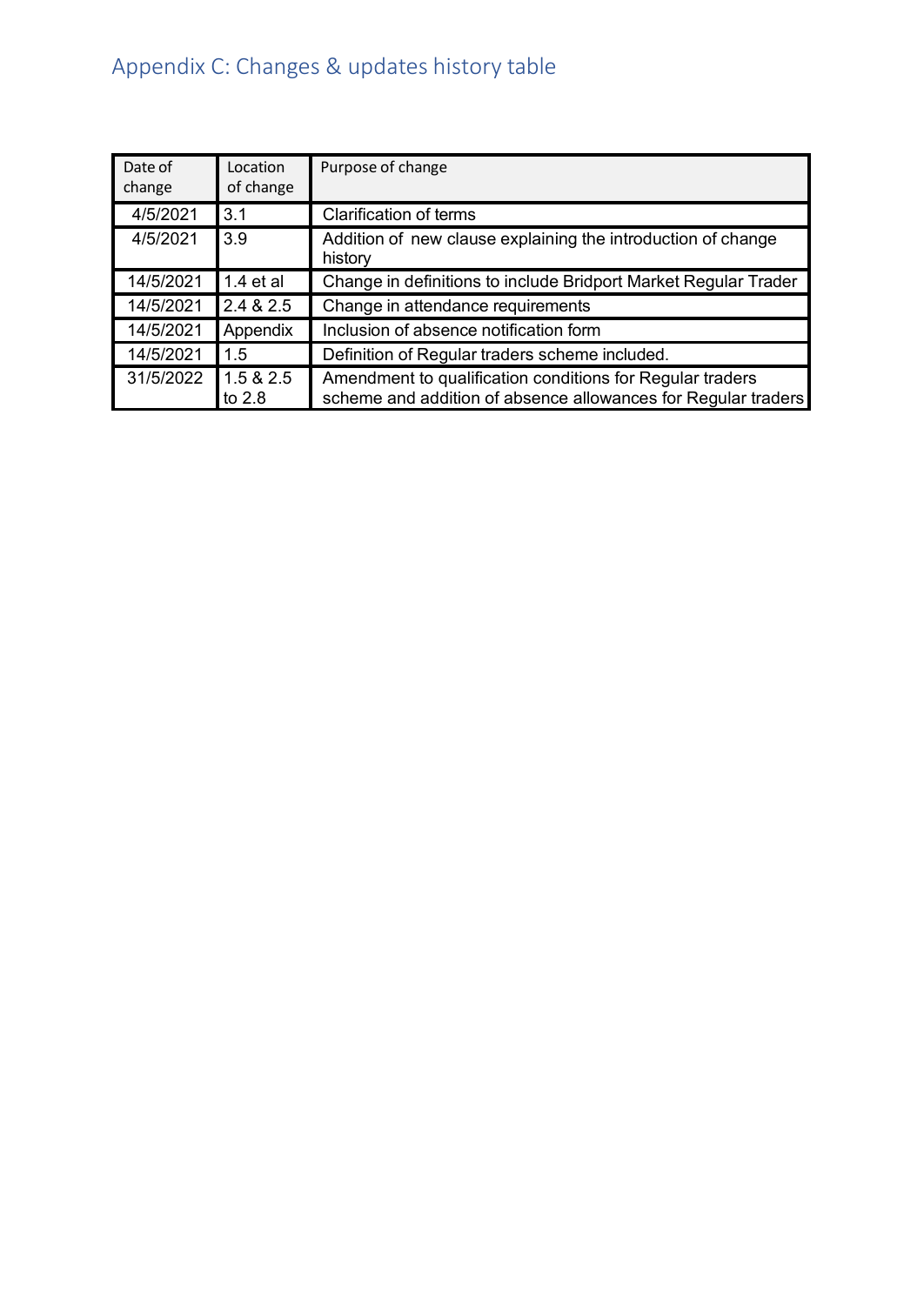## Appendix C: Changes & updates history table

| Date of change | Location of change | Purpose of change |
|---|---|---|
| 4/5/2021 | 3.1 | Clarification of terms |
| 4/5/2021 | 3.9 | Addition of new clause explaining the introduction of change history |
| 14/5/2021 | 1.4 et al | Change in definitions to include Bridport Market Regular Trader |
| 14/5/2021 | 2.4 & 2.5 | Change in attendance requirements |
| 14/5/2021 | Appendix | Inclusion of absence notification form |
| 14/5/2021 | 1.5 | Definition of Regular traders scheme included. |
| 31/5/2022 | 1.5 & 2.5 to 2.8 | Amendment to qualification conditions for Regular traders scheme and addition of absence allowances for Regular traders |